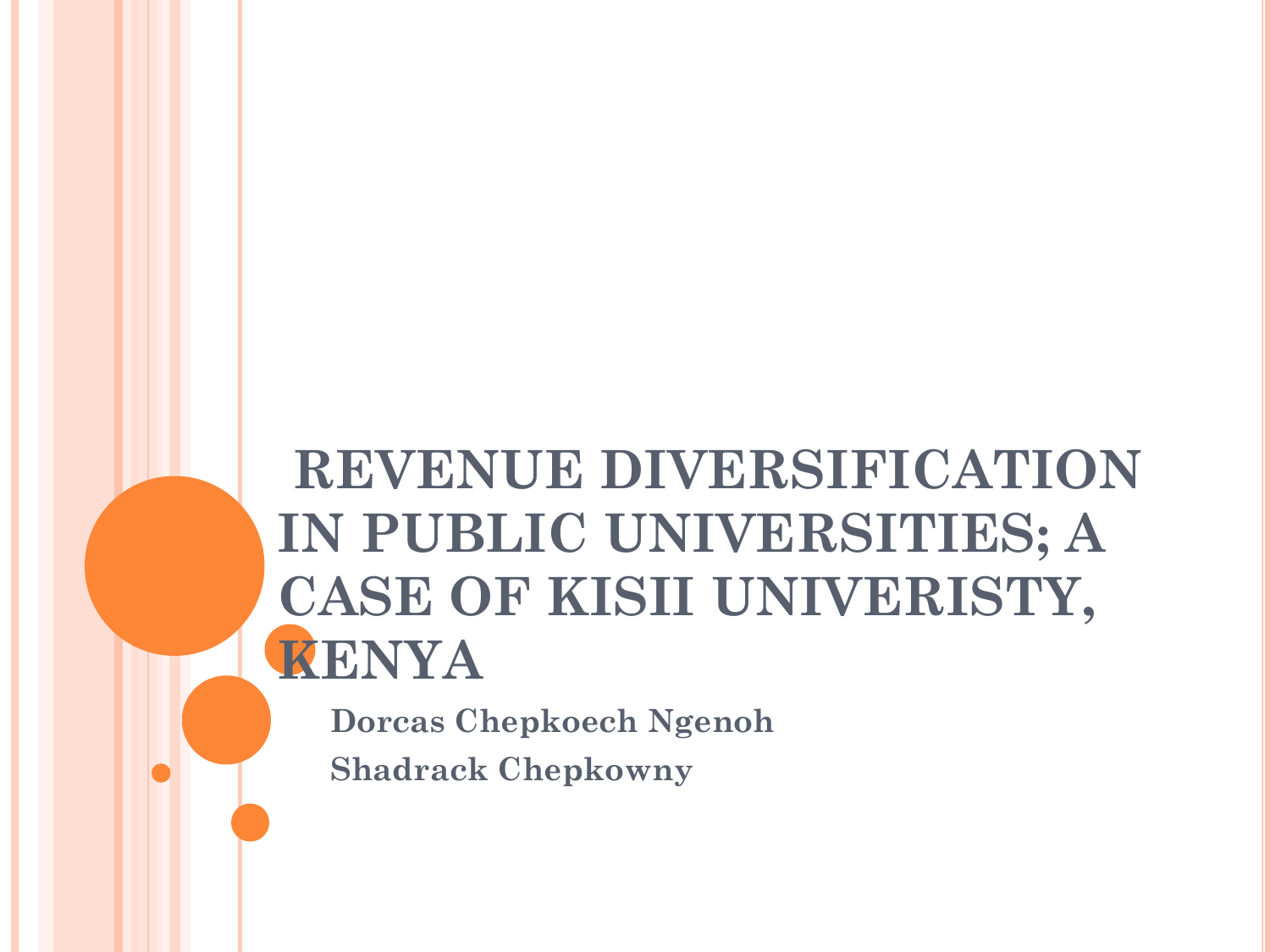# REVENUE DIVERSIFICATION IN PUBLIC UNIVERSITIES; A CASE OF KISII UNIVERISTY, KENYA

**Dorcas Chepkoech Ngenoh**

**Shadrack Chepkowny**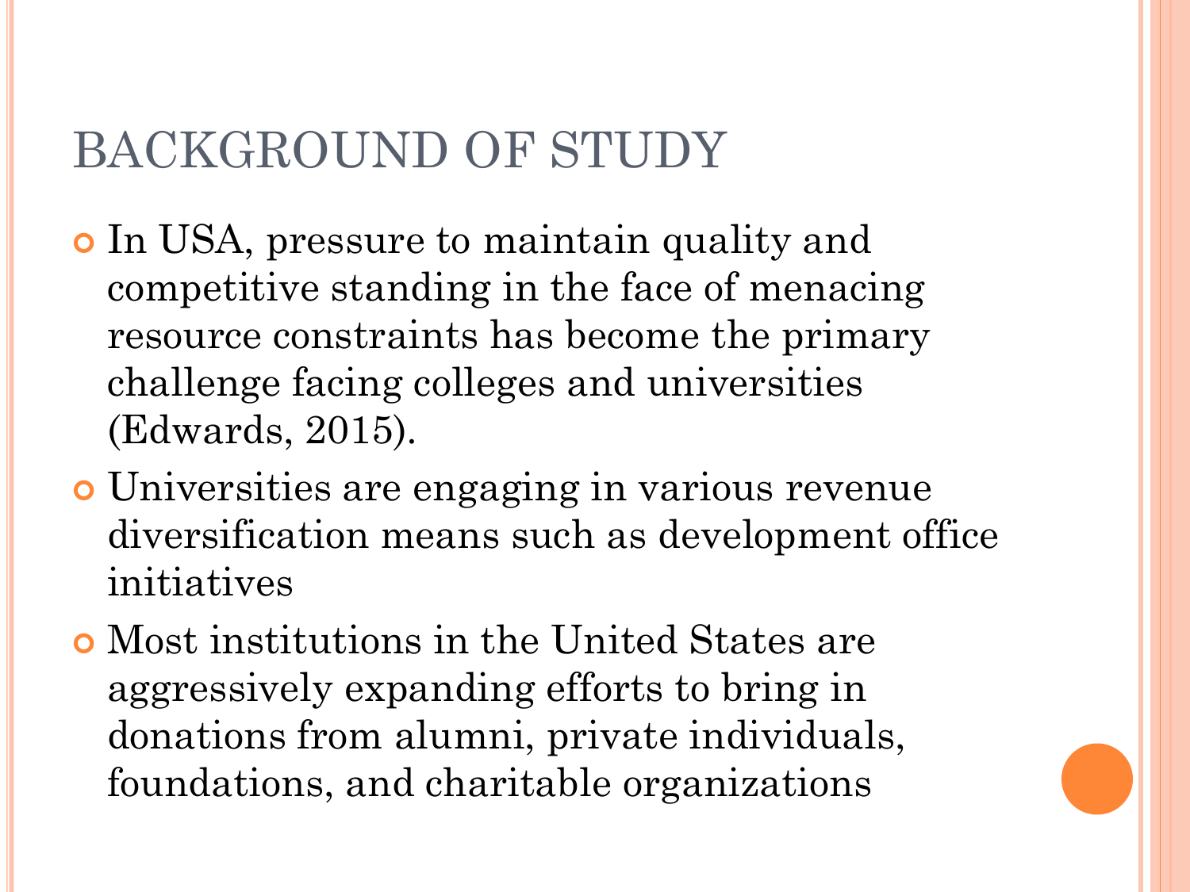# BACKGROUND OF STUDY

- In USA, pressure to maintain quality and competitive standing in the face of menacing resource constraints has become the primary challenge facing colleges and universities (Edwards, 2015).
- Universities are engaging in various revenue diversification means such as development office initiatives
- Most institutions in the United States are aggressively expanding efforts to bring in donations from alumni, private individuals, foundations, and charitable organizations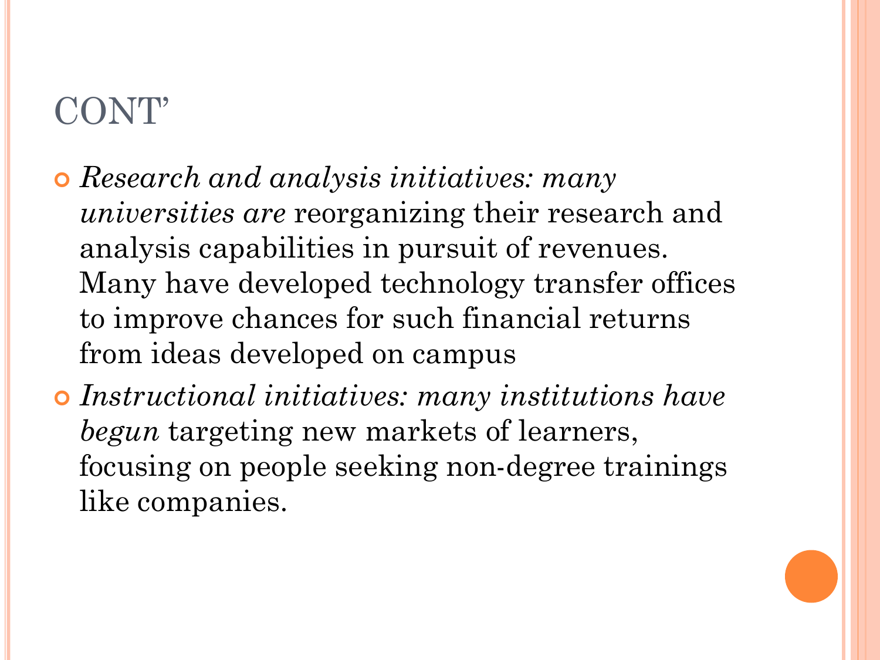# CONT'

- *Research and analysis initiatives: many universities are* reorganizing their research and analysis capabilities in pursuit of revenues. Many have developed technology transfer offices to improve chances for such financial returns from ideas developed on campus
- *Instructional initiatives: many institutions have begun* targeting new markets of learners, focusing on people seeking non-degree trainings like companies.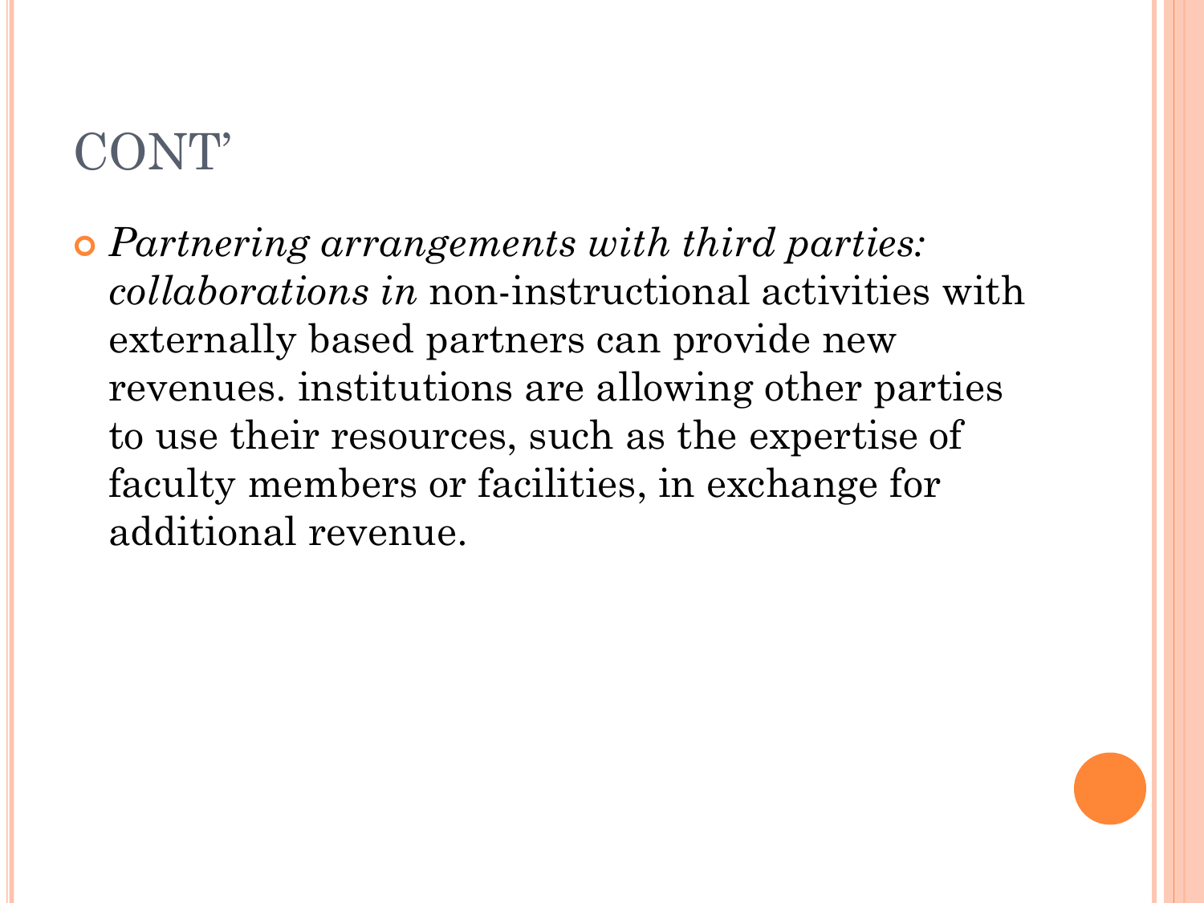# CONT'

- *Partnering arrangements with third parties: collaborations in* non-instructional activities with externally based partners can provide new revenues. institutions are allowing other parties to use their resources, such as the expertise of faculty members or facilities, in exchange for additional revenue.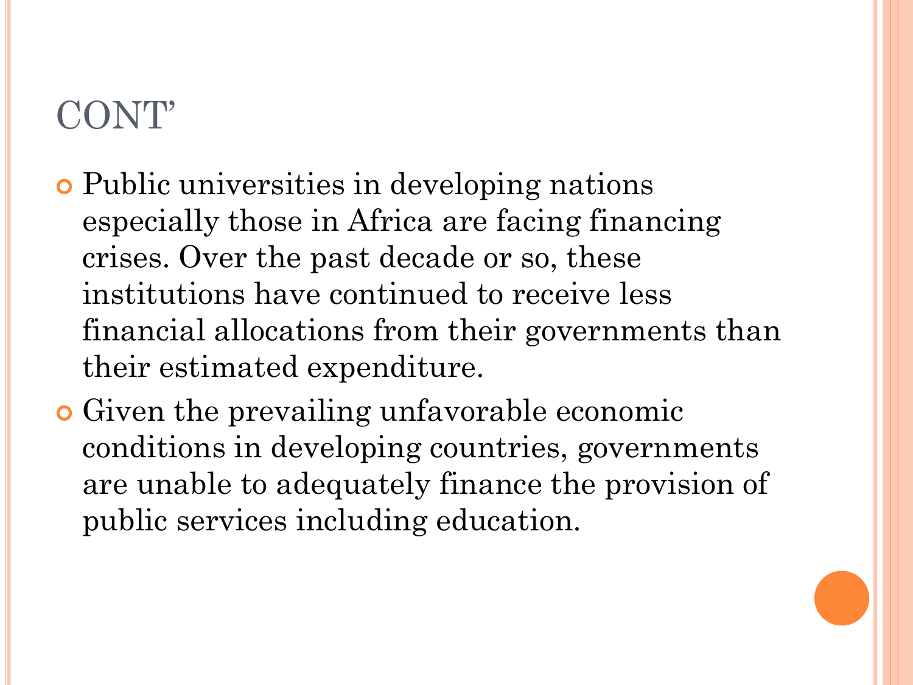# CONT'

- Public universities in developing nations especially those in Africa are facing financing crises. Over the past decade or so, these institutions have continued to receive less financial allocations from their governments than their estimated expenditure.
- Given the prevailing unfavorable economic conditions in developing countries, governments are unable to adequately finance the provision of public services including education.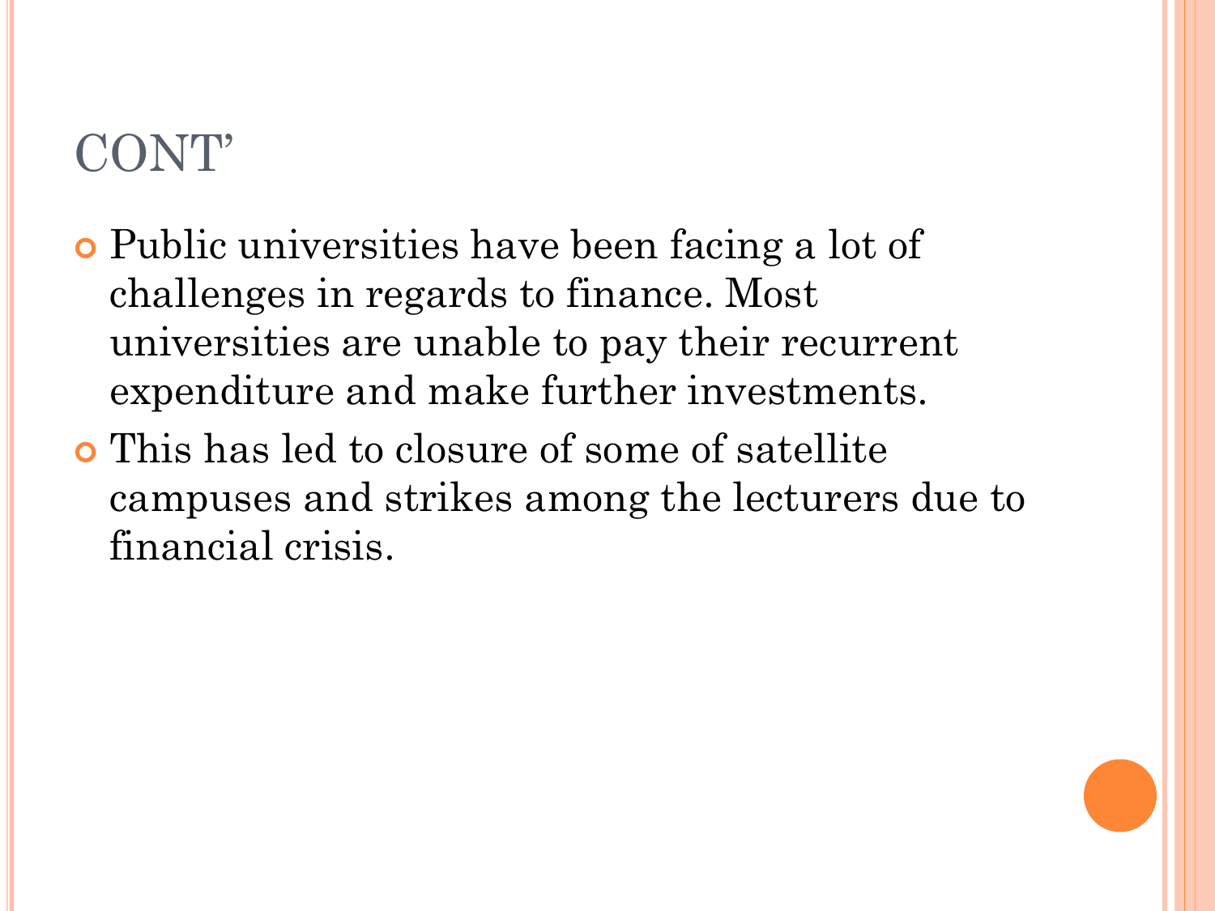# CONT’

- Public universities have been facing a lot of challenges in regards to finance. Most universities are unable to pay their recurrent expenditure and make further investments.
- This has led to closure of some of satellite campuses and strikes among the lecturers due to financial crisis.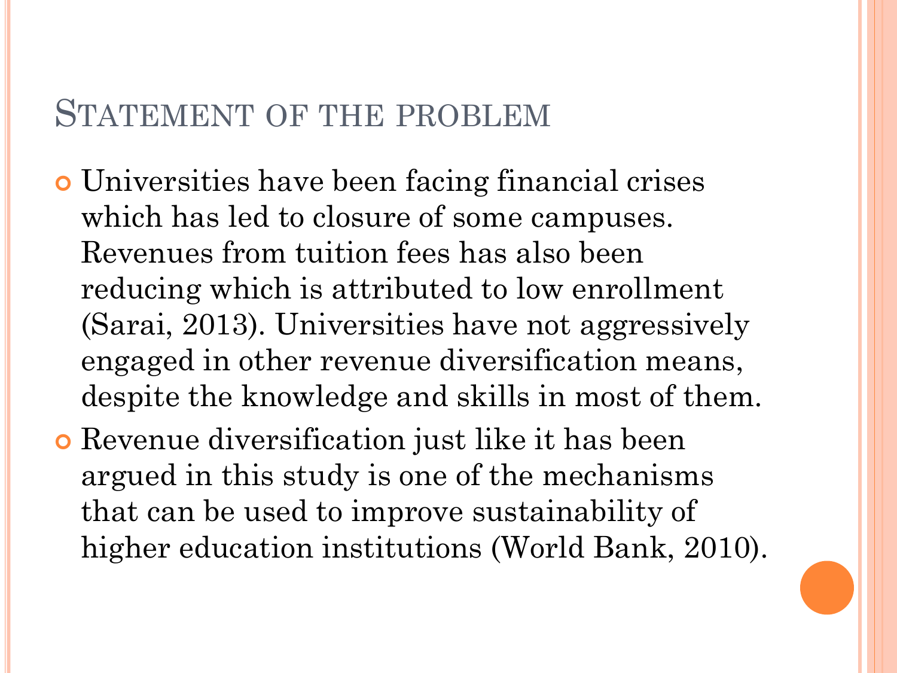## Statement of the problem

- Universities have been facing financial crises which has led to closure of some campuses. Revenues from tuition fees has also been reducing which is attributed to low enrollment (Sarai, 2013). Universities have not aggressively engaged in other revenue diversification means, despite the knowledge and skills in most of them.
- Revenue diversification just like it has been argued in this study is one of the mechanisms that can be used to improve sustainability of higher education institutions (World Bank, 2010).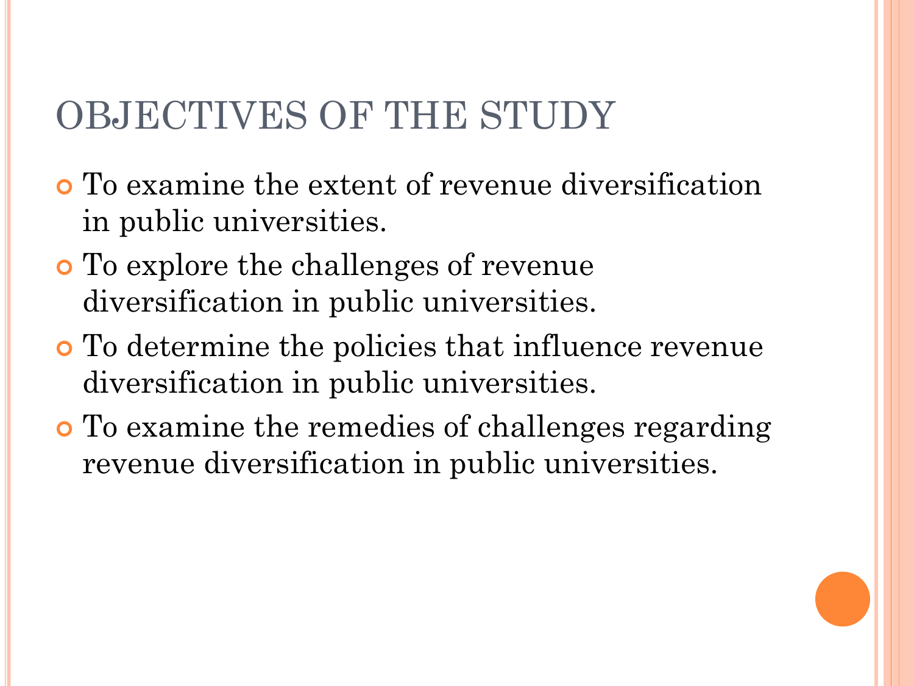# OBJECTIVES OF THE STUDY

- To examine the extent of revenue diversification in public universities.
- To explore the challenges of revenue diversification in public universities.
- To determine the policies that influence revenue diversification in public universities.
- To examine the remedies of challenges regarding revenue diversification in public universities.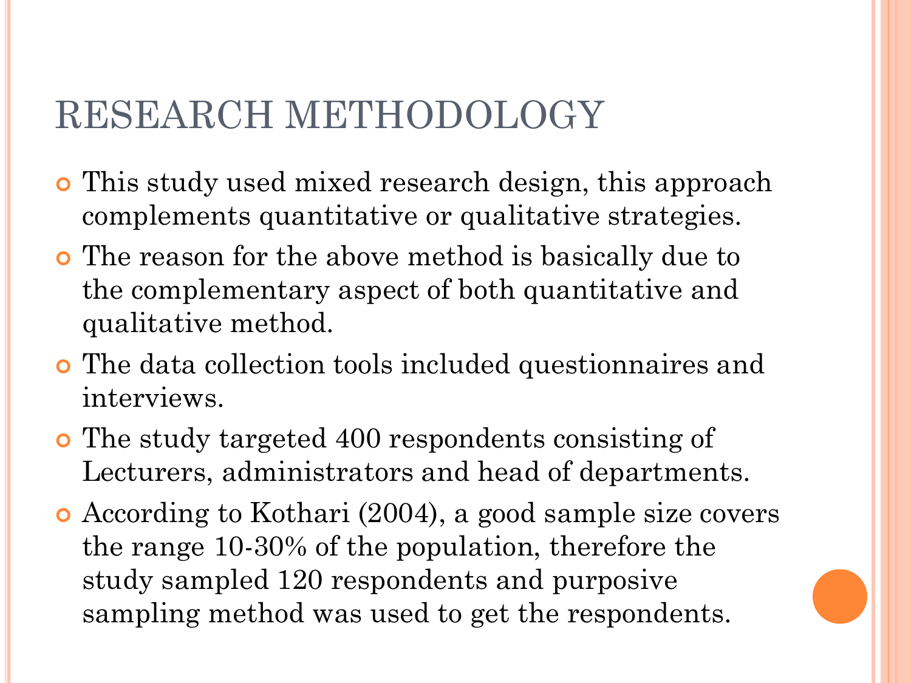# RESEARCH METHODOLOGY

- This study used mixed research design, this approach complements quantitative or qualitative strategies.
- The reason for the above method is basically due to the complementary aspect of both quantitative and qualitative method.
- The data collection tools included questionnaires and interviews.
- The study targeted 400 respondents consisting of Lecturers, administrators and head of departments.
- According to Kothari (2004), a good sample size covers the range 10-30% of the population, therefore the study sampled 120 respondents and purposive sampling method was used to get the respondents.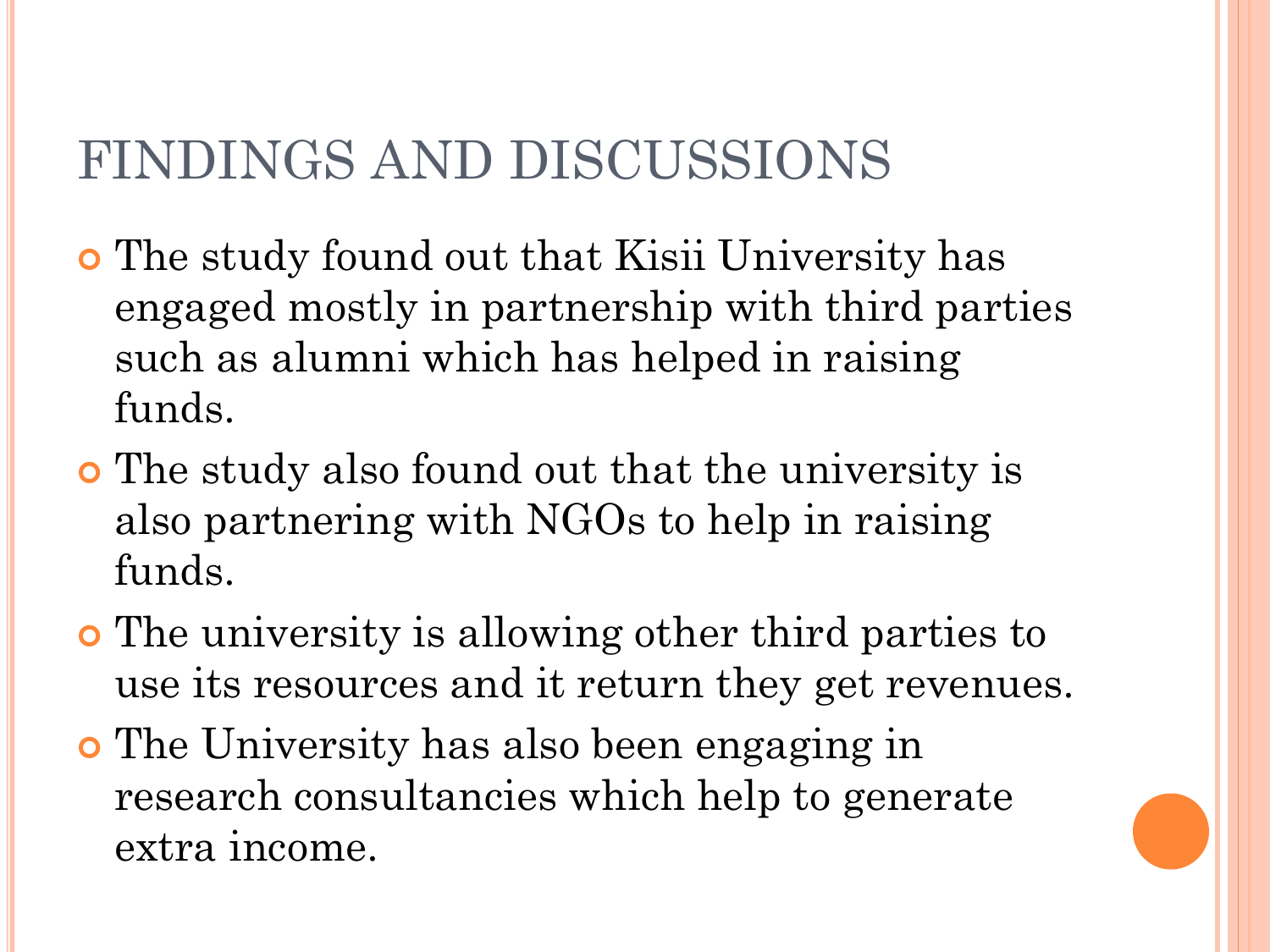# FINDINGS AND DISCUSSIONS

- The study found out that Kisii University has engaged mostly in partnership with third parties such as alumni which has helped in raising funds.
- The study also found out that the university is also partnering with NGOs to help in raising funds.
- The university is allowing other third parties to use its resources and it return they get revenues.
- The University has also been engaging in research consultancies which help to generate extra income.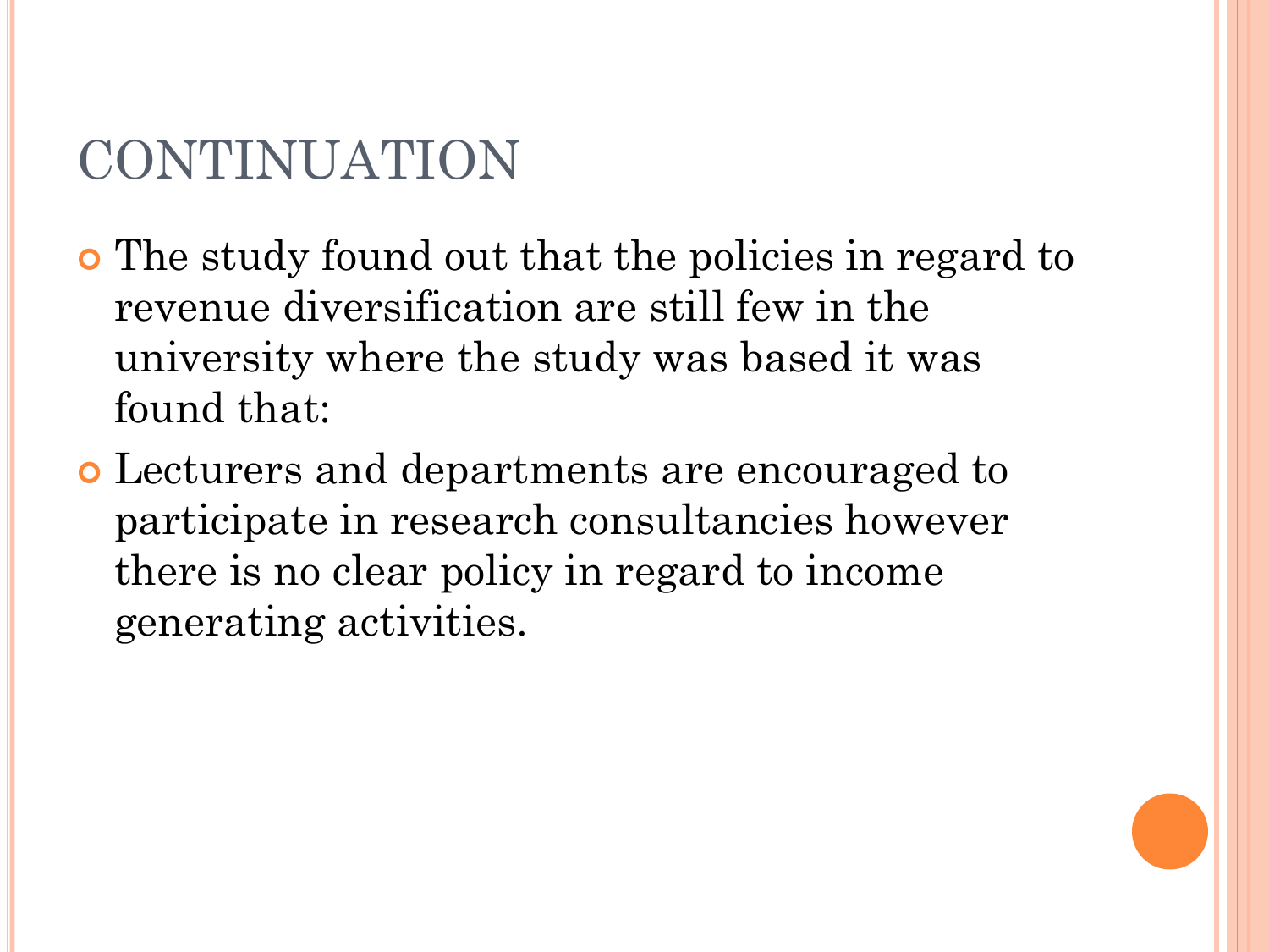# CONTINUATION

- The study found out that the policies in regard to revenue diversification are still few in the university where the study was based it was found that:
- Lecturers and departments are encouraged to participate in research consultancies however there is no clear policy in regard to income generating activities.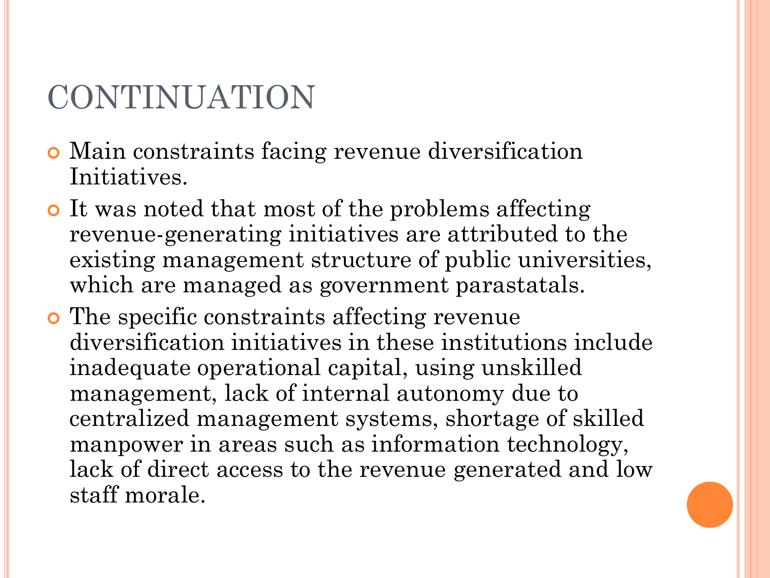# CONTINUATION

- Main constraints facing revenue diversification Initiatives.
- It was noted that most of the problems affecting revenue-generating initiatives are attributed to the existing management structure of public universities, which are managed as government parastatals.
- The specific constraints affecting revenue diversification initiatives in these institutions include inadequate operational capital, using unskilled management, lack of internal autonomy due to centralized management systems, shortage of skilled manpower in areas such as information technology, lack of direct access to the revenue generated and low staff morale.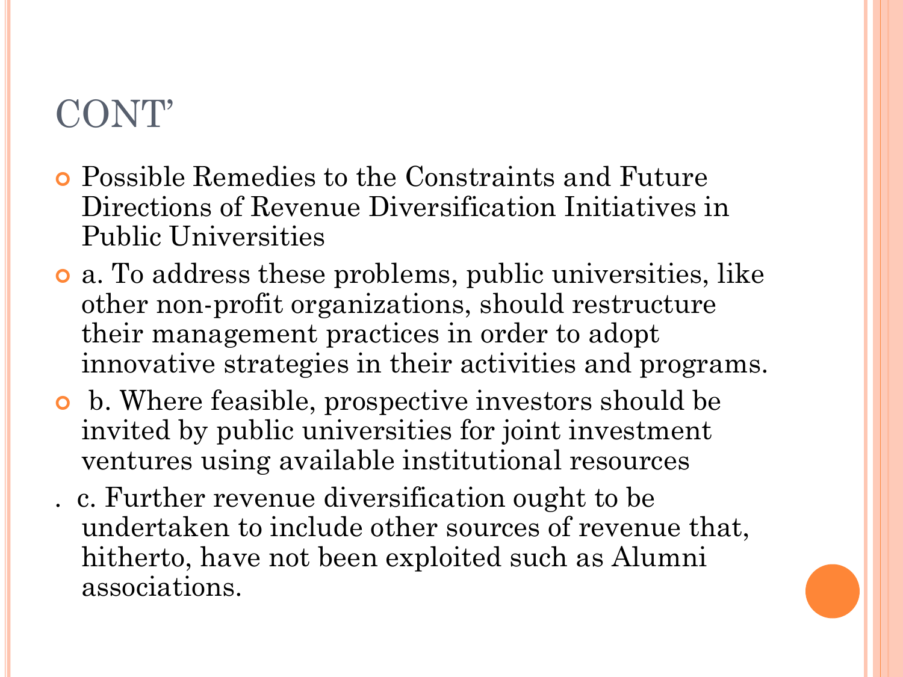# CONT'

- Possible Remedies to the Constraints and Future Directions of Revenue Diversification Initiatives in Public Universities
- a. To address these problems, public universities, like other non-profit organizations, should restructure their management practices in order to adopt innovative strategies in their activities and programs.
- b. Where feasible, prospective investors should be invited by public universities for joint investment ventures using available institutional resources

. c. Further revenue diversification ought to be undertaken to include other sources of revenue that, hitherto, have not been exploited such as Alumni associations.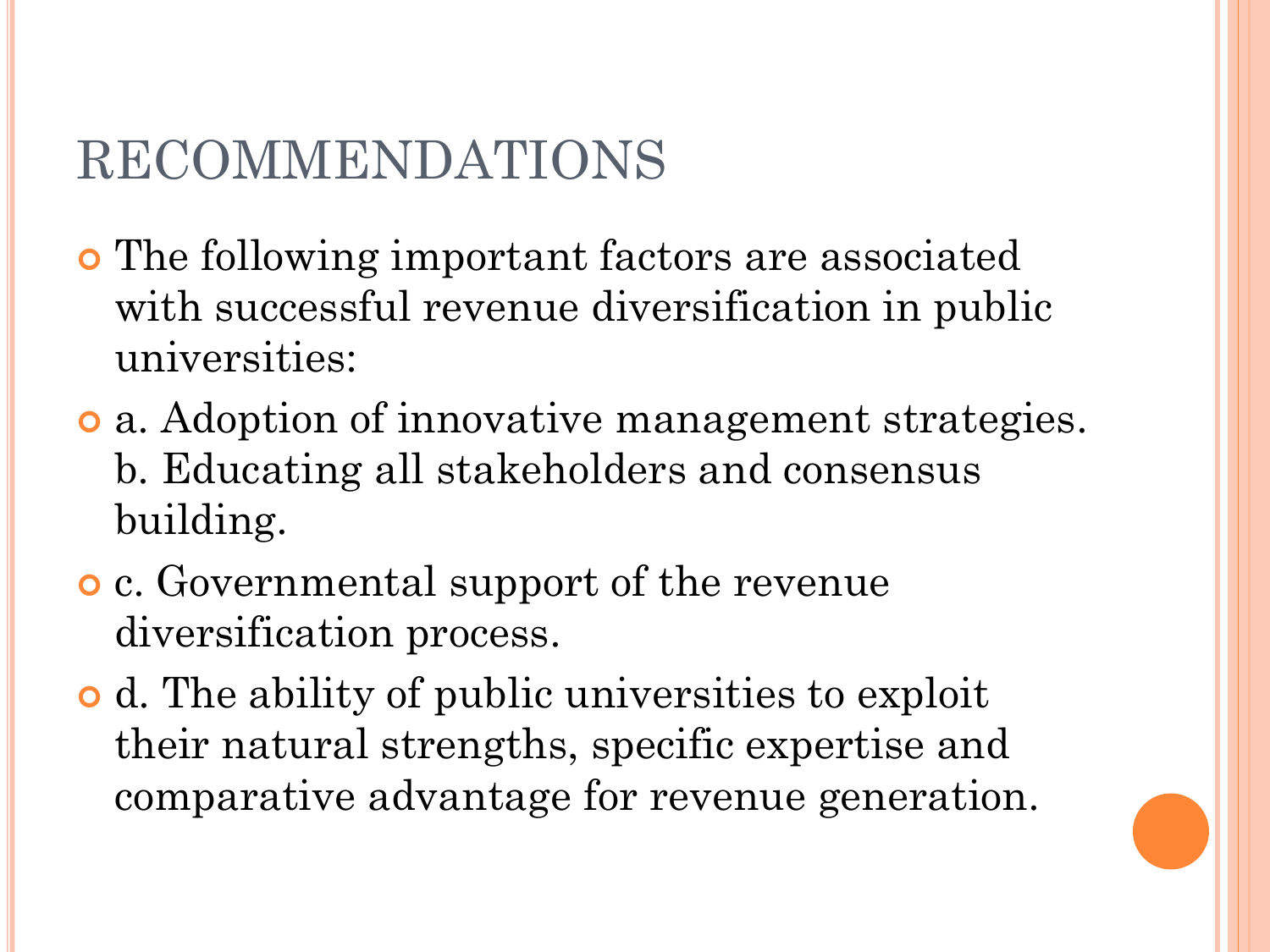# RECOMMENDATIONS

- The following important factors are associated with successful revenue diversification in public universities:
- a. Adoption of innovative management strategies. b. Educating all stakeholders and consensus building.
- c. Governmental support of the revenue diversification process.
- d. The ability of public universities to exploit their natural strengths, specific expertise and comparative advantage for revenue generation.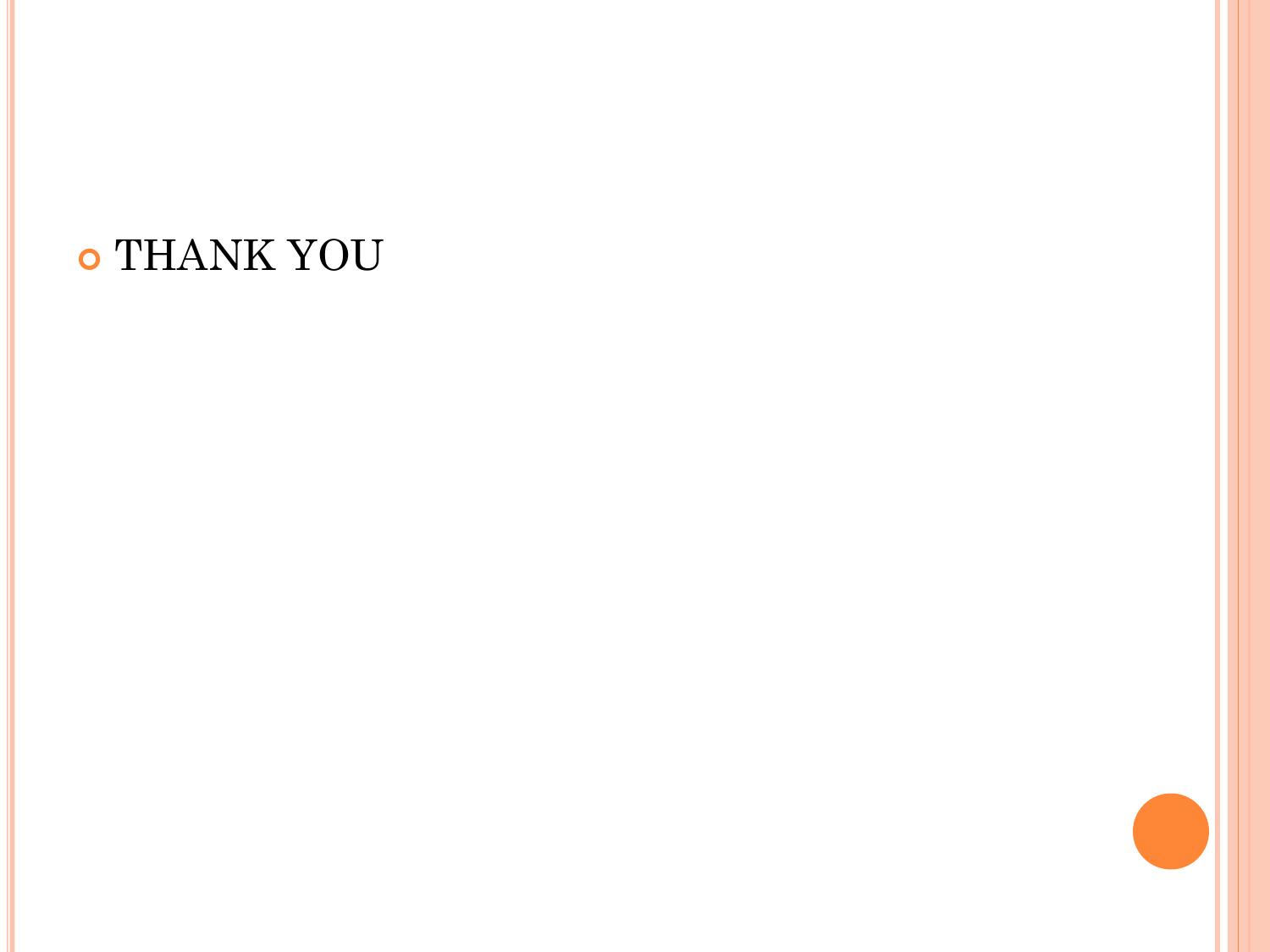- THANK YOU